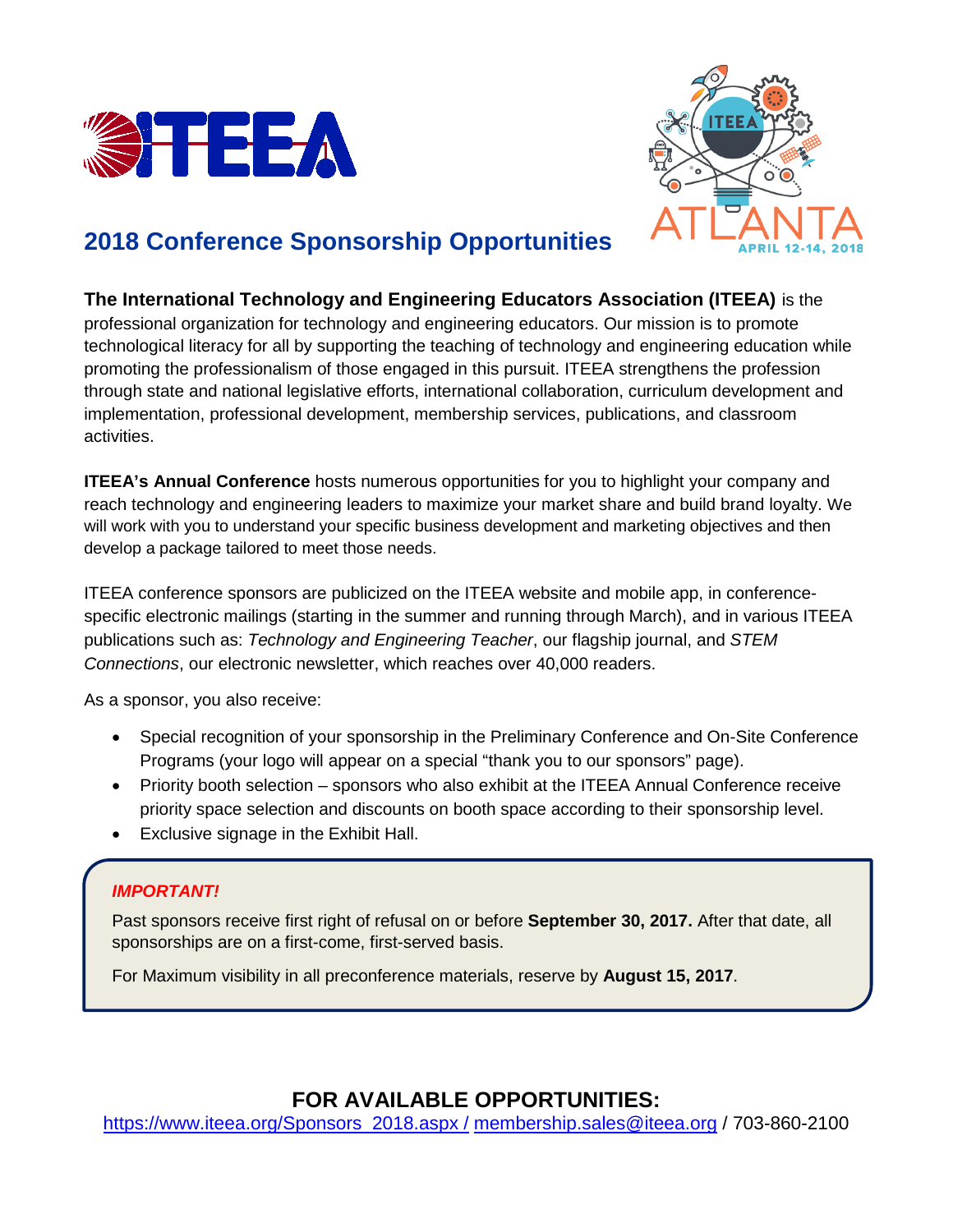# 2018 Conference Sponsorship Opportunities

**The International Technology and Engineering Educators Association (ITEEA)** is the professional organization for technology and engineering educators. Our mission is to promote technological literacy for all by supporting the teaching of technology and engineering education while promoting the professionalism of those engaged in this pursuit. ITEEA strengthens the profession through state and national legislative efforts, international collaboration, curriculum development and implementation, professional development, membership services, publications, and classroom activities.

**ITEEA's Annual Conference** hosts numerous opportunities for you to highlight your company and reach technology and engineering leaders to maximize your market share and build brand loyalty. We will work with you to understand your specific business development and marketing objectives and then develop a package tailored to meet those needs.

ITEEA conference sponsors are publicized on the ITEEA website and mobile app, in conference-specific electronic mailings (starting in the summer and running through March), and in various ITEEA publications such as: *Technology and Engineering Teacher*, our flagship journal, and *STEM Connections*, our electronic newsletter, which reaches over 40,000 readers.

As a sponsor, you also receive:

- Special recognition of your sponsorship in the Preliminary Conference and On-Site Conference Programs (your logo will appear on a special "thank you to our sponsors" page).
- Priority booth selection – sponsors who also exhibit at the ITEEA Annual Conference receive priority space selection and discounts on booth space according to their sponsorship level.
- Exclusive signage in the Exhibit Hall.

***IMPORTANT!***

Past sponsors receive first right of refusal on or before **September 30, 2017.** After that date, all sponsorships are on a first-come, first-served basis.

For Maximum visibility in all preconference materials, reserve by **August 15, 2017**.

## FOR AVAILABLE OPPORTUNITIES:

https://www.iteea.org/Sponsors_2018.aspx / membership.sales@iteea.org / 703-860-2100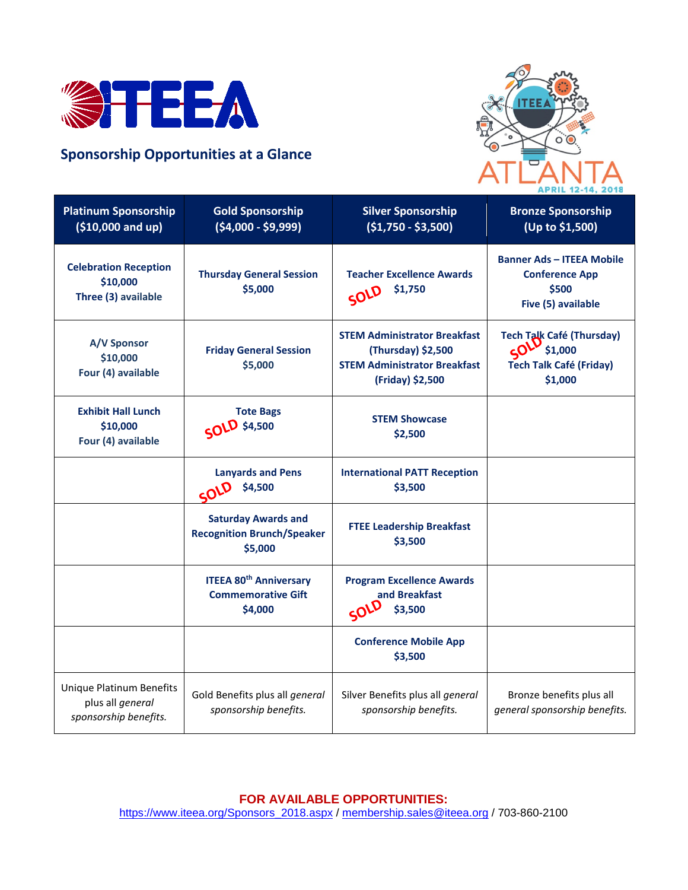# ITEEA

## Sponsorship Opportunities at a Glance

ATLANTA APRIL 12-14, 2018

| Platinum Sponsorship ($10,000 and up) | Gold Sponsorship ($4,000 - $9,999) | Silver Sponsorship ($1,750 - $3,500) | Bronze Sponsorship (Up to $1,500) |
|---|---|---|---|
| **Celebration Reception** **$10,000** **Three (3) available** | **Thursday General Session** **$5,000** | **Teacher Excellence Awards** SOLD **$1,750** | **Banner Ads – ITEEA Mobile Conference App** **$500** **Five (5) available** |
| **A/V Sponsor** **$10,000** **Four (4) available** | **Friday General Session** **$5,000** | **STEM Administrator Breakfast (Thursday) $2,500** **STEM Administrator Breakfast (Friday) $2,500** | **Tech Talk Café (Thursday)** SOLD **$1,000** **Tech Talk Café (Friday)** **$1,000** |
| **Exhibit Hall Lunch** **$10,000** **Four (4) available** | **Tote Bags** SOLD **$4,500** | **STEM Showcase** **$2,500** | |
| | **Lanyards and Pens** SOLD **$4,500** | **International PATT Reception** **$3,500** | |
| | **Saturday Awards and Recognition Brunch/Speaker** **$5,000** | **FTEE Leadership Breakfast** **$3,500** | |
| | **ITEEA 80th Anniversary Commemorative Gift** **$4,000** | **Program Excellence Awards and Breakfast** SOLD **$3,500** | |
| | | **Conference Mobile App** **$3,500** | |
| Unique Platinum Benefits plus all *general sponsorship benefits.* | Gold Benefits plus all *general sponsorship benefits.* | Silver Benefits plus all *general sponsorship benefits.* | Bronze benefits plus all *general sponsorship benefits.* |

**FOR AVAILABLE OPPORTUNITIES:**
https://www.iteea.org/Sponsors_2018.aspx / membership.sales@iteea.org / 703-860-2100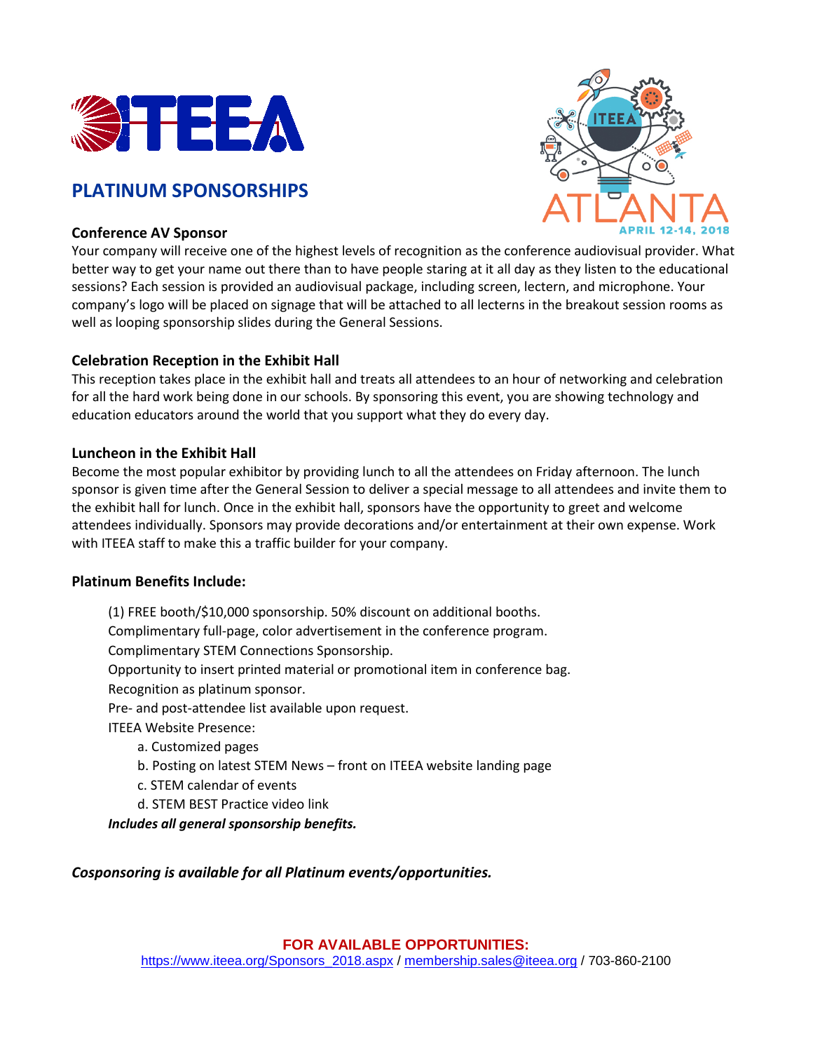## PLATINUM SPONSORSHIPS

### Conference AV Sponsor

Your company will receive one of the highest levels of recognition as the conference audiovisual provider. What better way to get your name out there than to have people staring at it all day as they listen to the educational sessions? Each session is provided an audiovisual package, including screen, lectern, and microphone. Your company's logo will be placed on signage that will be attached to all lecterns in the breakout session rooms as well as looping sponsorship slides during the General Sessions.

### Celebration Reception in the Exhibit Hall

This reception takes place in the exhibit hall and treats all attendees to an hour of networking and celebration for all the hard work being done in our schools. By sponsoring this event, you are showing technology and education educators around the world that you support what they do every day.

### Luncheon in the Exhibit Hall

Become the most popular exhibitor by providing lunch to all the attendees on Friday afternoon. The lunch sponsor is given time after the General Session to deliver a special message to all attendees and invite them to the exhibit hall for lunch. Once in the exhibit hall, sponsors have the opportunity to greet and welcome attendees individually. Sponsors may provide decorations and/or entertainment at their own expense. Work with ITEEA staff to make this a traffic builder for your company.

### Platinum Benefits Include:

(1) FREE booth/$10,000 sponsorship. 50% discount on additional booths.
Complimentary full-page, color advertisement in the conference program.
Complimentary STEM Connections Sponsorship.
Opportunity to insert printed material or promotional item in conference bag.
Recognition as platinum sponsor.
Pre- and post-attendee list available upon request.
ITEEA Website Presence:

a. Customized pages
b. Posting on latest STEM News – front on ITEEA website landing page
c. STEM calendar of events
d. STEM BEST Practice video link

***Includes all general sponsorship benefits.***

***Cosponsoring is available for all Platinum events/opportunities.***

**FOR AVAILABLE OPPORTUNITIES:**
https://www.iteea.org/Sponsors_2018.aspx / membership.sales@iteea.org / 703-860-2100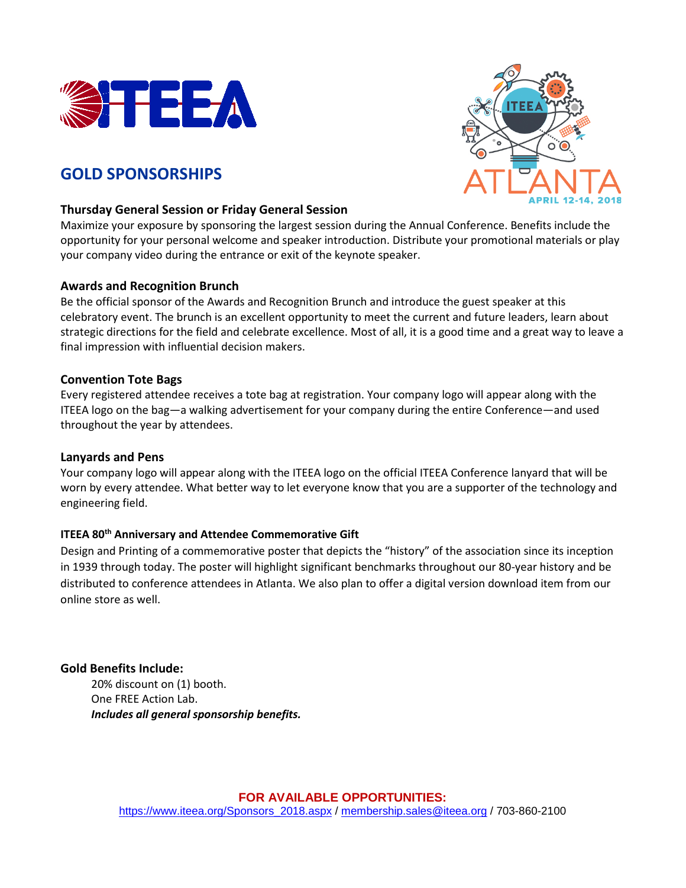## GOLD SPONSORSHIPS

### Thursday General Session or Friday General Session

Maximize your exposure by sponsoring the largest session during the Annual Conference. Benefits include the opportunity for your personal welcome and speaker introduction. Distribute your promotional materials or play your company video during the entrance or exit of the keynote speaker.

### Awards and Recognition Brunch

Be the official sponsor of the Awards and Recognition Brunch and introduce the guest speaker at this celebratory event. The brunch is an excellent opportunity to meet the current and future leaders, learn about strategic directions for the field and celebrate excellence. Most of all, it is a good time and a great way to leave a final impression with influential decision makers.

### Convention Tote Bags

Every registered attendee receives a tote bag at registration. Your company logo will appear along with the ITEEA logo on the bag—a walking advertisement for your company during the entire Conference—and used throughout the year by attendees.

### Lanyards and Pens

Your company logo will appear along with the ITEEA logo on the official ITEEA Conference lanyard that will be worn by every attendee. What better way to let everyone know that you are a supporter of the technology and engineering field.

### ITEEA 80th Anniversary and Attendee Commemorative Gift

Design and Printing of a commemorative poster that depicts the "history" of the association since its inception in 1939 through today. The poster will highlight significant benchmarks throughout our 80-year history and be distributed to conference attendees in Atlanta. We also plan to offer a digital version download item from our online store as well.

**Gold Benefits Include:**

20% discount on (1) booth.
One FREE Action Lab.
***Includes all general sponsorship benefits.***

**FOR AVAILABLE OPPORTUNITIES:**
https://www.iteea.org/Sponsors_2018.aspx / membership.sales@iteea.org / 703-860-2100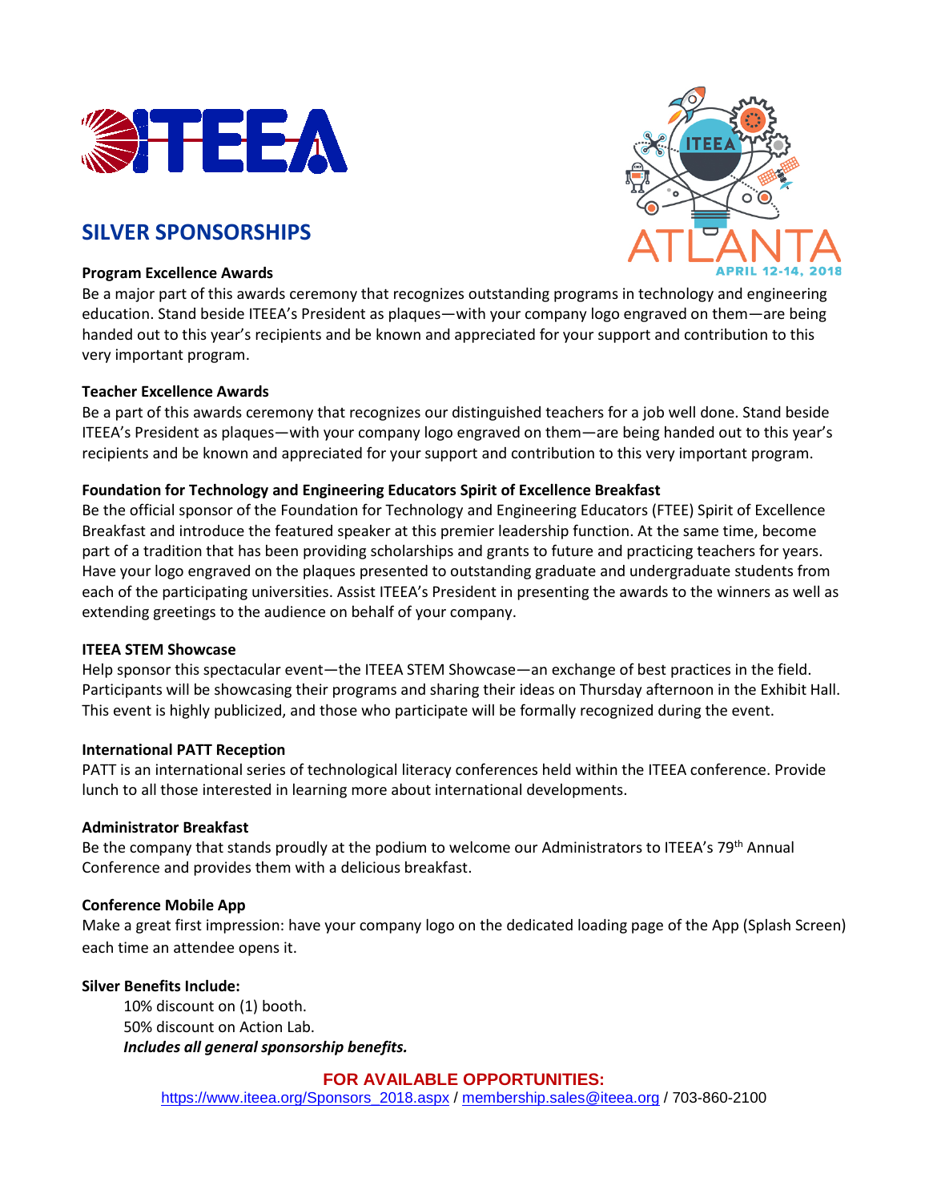## SILVER SPONSORSHIPS

**Program Excellence Awards**
Be a major part of this awards ceremony that recognizes outstanding programs in technology and engineering education. Stand beside ITEEA's President as plaques—with your company logo engraved on them—are being handed out to this year's recipients and be known and appreciated for your support and contribution to this very important program.

**Teacher Excellence Awards**
Be a part of this awards ceremony that recognizes our distinguished teachers for a job well done. Stand beside ITEEA's President as plaques—with your company logo engraved on them—are being handed out to this year's recipients and be known and appreciated for your support and contribution to this very important program.

**Foundation for Technology and Engineering Educators Spirit of Excellence Breakfast**
Be the official sponsor of the Foundation for Technology and Engineering Educators (FTEE) Spirit of Excellence Breakfast and introduce the featured speaker at this premier leadership function. At the same time, become part of a tradition that has been providing scholarships and grants to future and practicing teachers for years. Have your logo engraved on the plaques presented to outstanding graduate and undergraduate students from each of the participating universities. Assist ITEEA's President in presenting the awards to the winners as well as extending greetings to the audience on behalf of your company.

**ITEEA STEM Showcase**
Help sponsor this spectacular event—the ITEEA STEM Showcase—an exchange of best practices in the field. Participants will be showcasing their programs and sharing their ideas on Thursday afternoon in the Exhibit Hall. This event is highly publicized, and those who participate will be formally recognized during the event.

**International PATT Reception**
PATT is an international series of technological literacy conferences held within the ITEEA conference. Provide lunch to all those interested in learning more about international developments.

**Administrator Breakfast**
Be the company that stands proudly at the podium to welcome our Administrators to ITEEA's 79th Annual Conference and provides them with a delicious breakfast.

**Conference Mobile App**
Make a great first impression: have your company logo on the dedicated loading page of the App (Splash Screen) each time an attendee opens it.

**Silver Benefits Include:**

10% discount on (1) booth.
50% discount on Action Lab.
***Includes all general sponsorship benefits.***

**FOR AVAILABLE OPPORTUNITIES:**
https://www.iteea.org/Sponsors_2018.aspx / membership.sales@iteea.org / 703-860-2100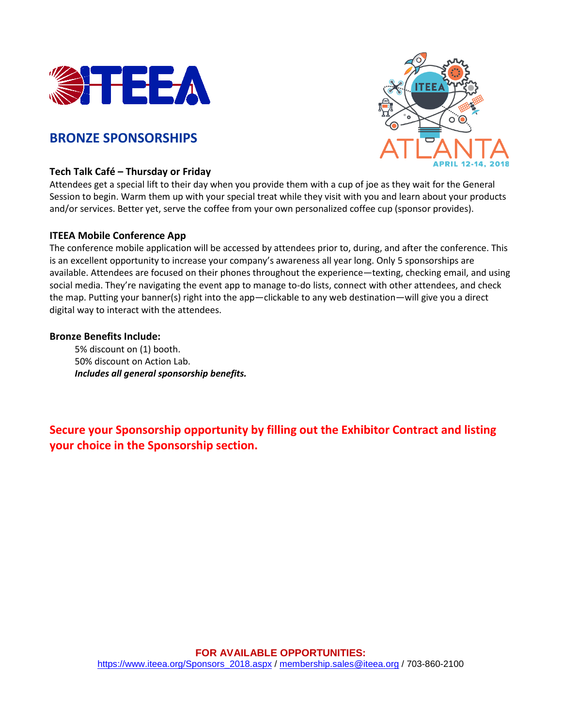## BRONZE SPONSORSHIPS

### Tech Talk Café – Thursday or Friday

Attendees get a special lift to their day when you provide them with a cup of joe as they wait for the General Session to begin. Warm them up with your special treat while they visit with you and learn about your products and/or services. Better yet, serve the coffee from your own personalized coffee cup (sponsor provides).

### ITEEA Mobile Conference App

The conference mobile application will be accessed by attendees prior to, during, and after the conference. This is an excellent opportunity to increase your company's awareness all year long. Only 5 sponsorships are available. Attendees are focused on their phones throughout the experience—texting, checking email, and using social media. They're navigating the event app to manage to-do lists, connect with other attendees, and check the map. Putting your banner(s) right into the app—clickable to any web destination—will give you a direct digital way to interact with the attendees.

**Bronze Benefits Include:**

5% discount on (1) booth.
50% discount on Action Lab.
***Includes all general sponsorship benefits.***

**Secure your Sponsorship opportunity by filling out the Exhibitor Contract and listing your choice in the Sponsorship section.**

**FOR AVAILABLE OPPORTUNITIES:**
https://www.iteea.org/Sponsors_2018.aspx / membership.sales@iteea.org / 703-860-2100